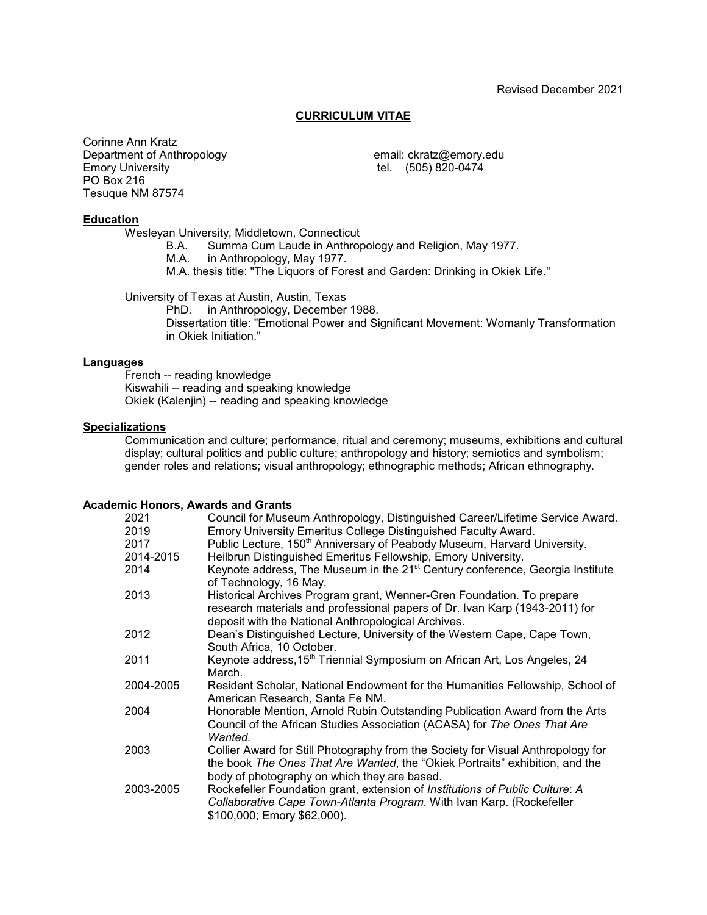Revised December 2021

# CURRICULUM VITAE

Corinne Ann Kratz
Department of Anthropology
Emory University
PO Box 216
Tesuque NM 87574

email: ckratz@emory.edu
tel. (505) 820-0474

## Education

Wesleyan University, Middletown, Connecticut

- B.A. Summa Cum Laude in Anthropology and Religion, May 1977.
- M.A. in Anthropology, May 1977.
- M.A. thesis title: "The Liquors of Forest and Garden: Drinking in Okiek Life."

University of Texas at Austin, Austin, Texas

- PhD. in Anthropology, December 1988.
- Dissertation title: "Emotional Power and Significant Movement: Womanly Transformation in Okiek Initiation."

## Languages

French -- reading knowledge
Kiswahili -- reading and speaking knowledge
Okiek (Kalenjin) -- reading and speaking knowledge

## Specializations

Communication and culture; performance, ritual and ceremony; museums, exhibitions and cultural display; cultural politics and public culture; anthropology and history; semiotics and symbolism; gender roles and relations; visual anthropology; ethnographic methods; African ethnography.

## Academic Honors, Awards and Grants

| | |
|---|---|
| 2021 | Council for Museum Anthropology, Distinguished Career/Lifetime Service Award. |
| 2019 | Emory University Emeritus College Distinguished Faculty Award. |
| 2017 | Public Lecture, 150th Anniversary of Peabody Museum, Harvard University. |
| 2014-2015 | Heilbrun Distinguished Emeritus Fellowship, Emory University. |
| 2014 | Keynote address, The Museum in the 21st Century conference, Georgia Institute of Technology, 16 May. |
| 2013 | Historical Archives Program grant, Wenner-Gren Foundation. To prepare research materials and professional papers of Dr. Ivan Karp (1943-2011) for deposit with the National Anthropological Archives. |
| 2012 | Dean's Distinguished Lecture, University of the Western Cape, Cape Town, South Africa, 10 October. |
| 2011 | Keynote address, 15th Triennial Symposium on African Art, Los Angeles, 24 March. |
| 2004-2005 | Resident Scholar, National Endowment for the Humanities Fellowship, School of American Research, Santa Fe NM. |
| 2004 | Honorable Mention, Arnold Rubin Outstanding Publication Award from the Arts Council of the African Studies Association (ACASA) for *The Ones That Are Wanted.* |
| 2003 | Collier Award for Still Photography from the Society for Visual Anthropology for the book *The Ones That Are Wanted*, the "Okiek Portraits" exhibition, and the body of photography on which they are based. |
| 2003-2005 | Rockefeller Foundation grant, extension of *Institutions of Public Culture*: *A Collaborative Cape Town-Atlanta Program*. With Ivan Karp. (Rockefeller $100,000; Emory $62,000). |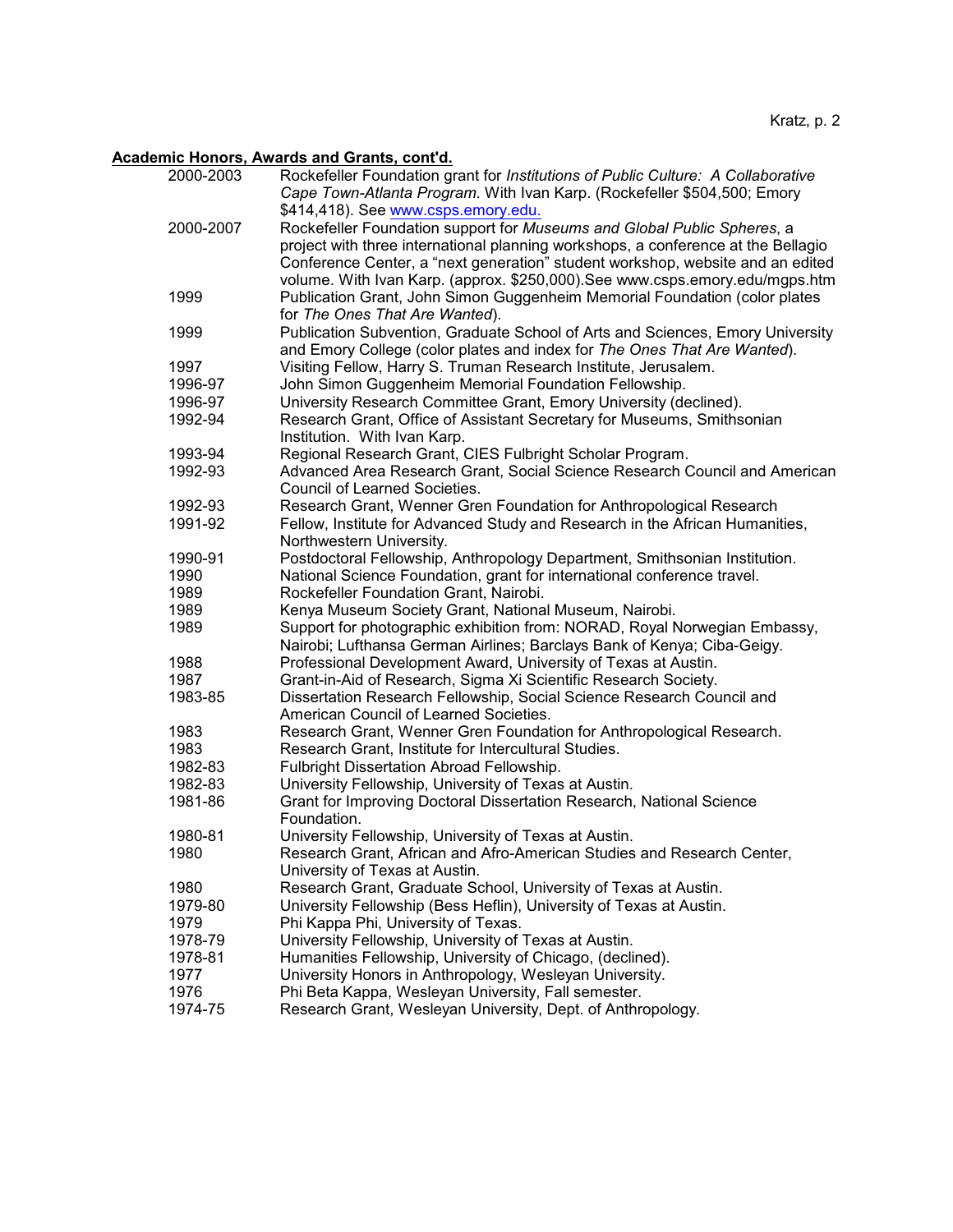**Academic Honors, Awards and Grants, cont'd.**

| | |
|---|---|
| 2000-2003 | Rockefeller Foundation grant for *Institutions of Public Culture: A Collaborative Cape Town-Atlanta Program*. With Ivan Karp. (Rockefeller $504,500; Emory $414,418). See www.csps.emory.edu. |
| 2000-2007 | Rockefeller Foundation support for *Museums and Global Public Spheres*, a project with three international planning workshops, a conference at the Bellagio Conference Center, a "next generation" student workshop, website and an edited volume. With Ivan Karp. (approx. $250,000).See www.csps.emory.edu/mgps.htm |
| 1999 | Publication Grant, John Simon Guggenheim Memorial Foundation (color plates for *The Ones That Are Wanted*). |
| 1999 | Publication Subvention, Graduate School of Arts and Sciences, Emory University and Emory College (color plates and index for *The Ones That Are Wanted*). |
| 1997 | Visiting Fellow, Harry S. Truman Research Institute, Jerusalem. |
| 1996-97 | John Simon Guggenheim Memorial Foundation Fellowship. |
| 1996-97 | University Research Committee Grant, Emory University (declined). |
| 1992-94 | Research Grant, Office of Assistant Secretary for Museums, Smithsonian Institution. With Ivan Karp. |
| 1993-94 | Regional Research Grant, CIES Fulbright Scholar Program. |
| 1992-93 | Advanced Area Research Grant, Social Science Research Council and American Council of Learned Societies. |
| 1992-93 | Research Grant, Wenner Gren Foundation for Anthropological Research |
| 1991-92 | Fellow, Institute for Advanced Study and Research in the African Humanities, Northwestern University. |
| 1990-91 | Postdoctoral Fellowship, Anthropology Department, Smithsonian Institution. |
| 1990 | National Science Foundation, grant for international conference travel. |
| 1989 | Rockefeller Foundation Grant, Nairobi. |
| 1989 | Kenya Museum Society Grant, National Museum, Nairobi. |
| 1989 | Support for photographic exhibition from: NORAD, Royal Norwegian Embassy, Nairobi; Lufthansa German Airlines; Barclays Bank of Kenya; Ciba-Geigy. |
| 1988 | Professional Development Award, University of Texas at Austin. |
| 1987 | Grant-in-Aid of Research, Sigma Xi Scientific Research Society. |
| 1983-85 | Dissertation Research Fellowship, Social Science Research Council and American Council of Learned Societies. |
| 1983 | Research Grant, Wenner Gren Foundation for Anthropological Research. |
| 1983 | Research Grant, Institute for Intercultural Studies. |
| 1982-83 | Fulbright Dissertation Abroad Fellowship. |
| 1982-83 | University Fellowship, University of Texas at Austin. |
| 1981-86 | Grant for Improving Doctoral Dissertation Research, National Science Foundation. |
| 1980-81 | University Fellowship, University of Texas at Austin. |
| 1980 | Research Grant, African and Afro-American Studies and Research Center, University of Texas at Austin. |
| 1980 | Research Grant, Graduate School, University of Texas at Austin. |
| 1979-80 | University Fellowship (Bess Heflin), University of Texas at Austin. |
| 1979 | Phi Kappa Phi, University of Texas. |
| 1978-79 | University Fellowship, University of Texas at Austin. |
| 1978-81 | Humanities Fellowship, University of Chicago, (declined). |
| 1977 | University Honors in Anthropology, Wesleyan University. |
| 1976 | Phi Beta Kappa, Wesleyan University, Fall semester. |
| 1974-75 | Research Grant, Wesleyan University, Dept. of Anthropology. |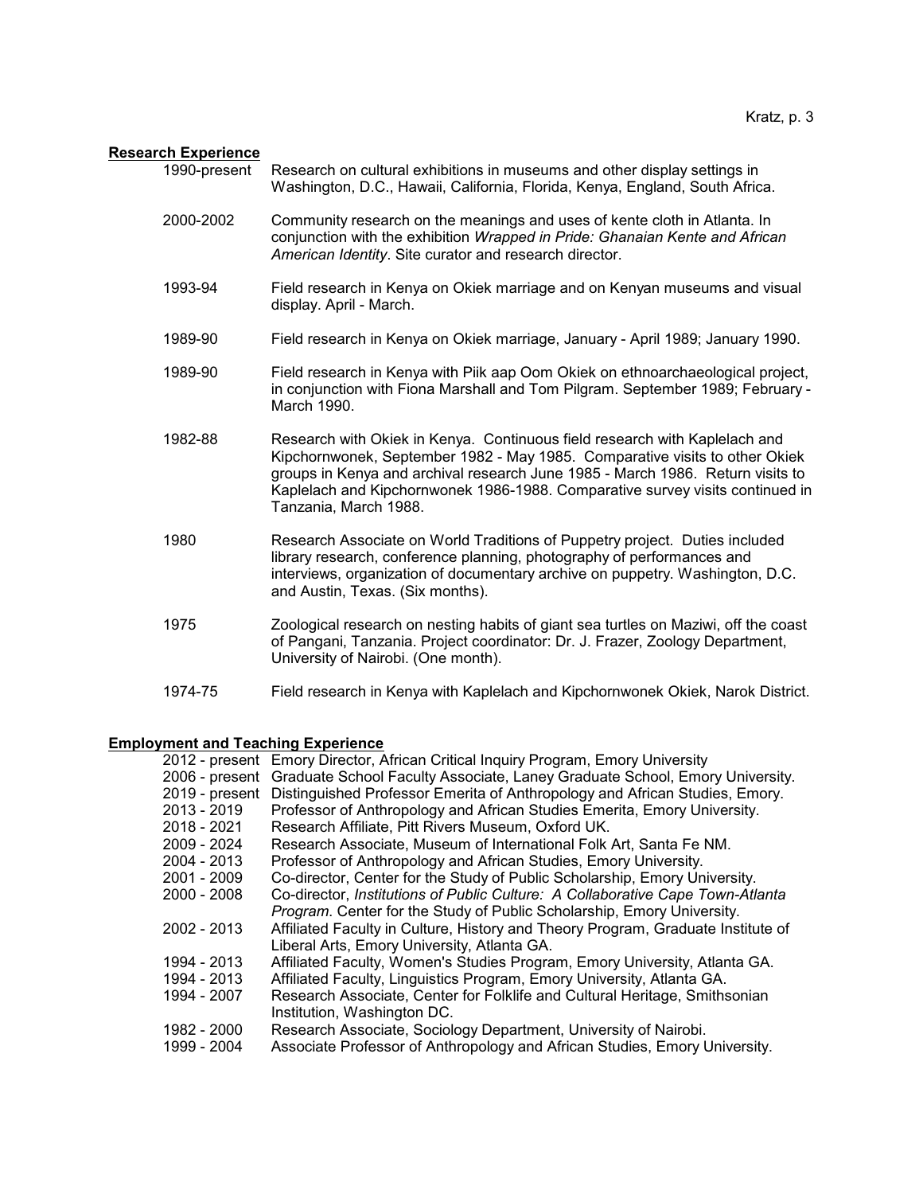## Research Experience

| | |
|---|---|
| 1990-present | Research on cultural exhibitions in museums and other display settings in Washington, D.C., Hawaii, California, Florida, Kenya, England, South Africa. |
| 2000-2002 | Community research on the meanings and uses of kente cloth in Atlanta. In conjunction with the exhibition *Wrapped in Pride: Ghanaian Kente and African American Identity*. Site curator and research director. |
| 1993-94 | Field research in Kenya on Okiek marriage and on Kenyan museums and visual display. April - March. |
| 1989-90 | Field research in Kenya on Okiek marriage, January - April 1989; January 1990. |
| 1989-90 | Field research in Kenya with Piik aap Oom Okiek on ethnoarchaeological project, in conjunction with Fiona Marshall and Tom Pilgram. September 1989; February - March 1990. |
| 1982-88 | Research with Okiek in Kenya. Continuous field research with Kaplelach and Kipchornwonek, September 1982 - May 1985. Comparative visits to other Okiek groups in Kenya and archival research June 1985 - March 1986. Return visits to Kaplelach and Kipchornwonek 1986-1988. Comparative survey visits continued in Tanzania, March 1988. |
| 1980 | Research Associate on World Traditions of Puppetry project. Duties included library research, conference planning, photography of performances and interviews, organization of documentary archive on puppetry. Washington, D.C. and Austin, Texas. (Six months). |
| 1975 | Zoological research on nesting habits of giant sea turtles on Maziwi, off the coast of Pangani, Tanzania. Project coordinator: Dr. J. Frazer, Zoology Department, University of Nairobi. (One month). |
| 1974-75 | Field research in Kenya with Kaplelach and Kipchornwonek Okiek, Narok District. |

## Employment and Teaching Experience

| | |
|---|---|
| 2012 - present | Emory Director, African Critical Inquiry Program, Emory University |
| 2006 - present | Graduate School Faculty Associate, Laney Graduate School, Emory University. |
| 2019 - present | Distinguished Professor Emerita of Anthropology and African Studies, Emory. |
| 2013 - 2019 | Professor of Anthropology and African Studies Emerita, Emory University. |
| 2018 - 2021 | Research Affiliate, Pitt Rivers Museum, Oxford UK. |
| 2009 - 2024 | Research Associate, Museum of International Folk Art, Santa Fe NM. |
| 2004 - 2013 | Professor of Anthropology and African Studies, Emory University. |
| 2001 - 2009 | Co-director, Center for the Study of Public Scholarship, Emory University. |
| 2000 - 2008 | Co-director, *Institutions of Public Culture: A Collaborative Cape Town-Atlanta Program*. Center for the Study of Public Scholarship, Emory University. |
| 2002 - 2013 | Affiliated Faculty in Culture, History and Theory Program, Graduate Institute of Liberal Arts, Emory University, Atlanta GA. |
| 1994 - 2013 | Affiliated Faculty, Women's Studies Program, Emory University, Atlanta GA. |
| 1994 - 2013 | Affiliated Faculty, Linguistics Program, Emory University, Atlanta GA. |
| 1994 - 2007 | Research Associate, Center for Folklife and Cultural Heritage, Smithsonian Institution, Washington DC. |
| 1982 - 2000 | Research Associate, Sociology Department, University of Nairobi. |
| 1999 - 2004 | Associate Professor of Anthropology and African Studies, Emory University. |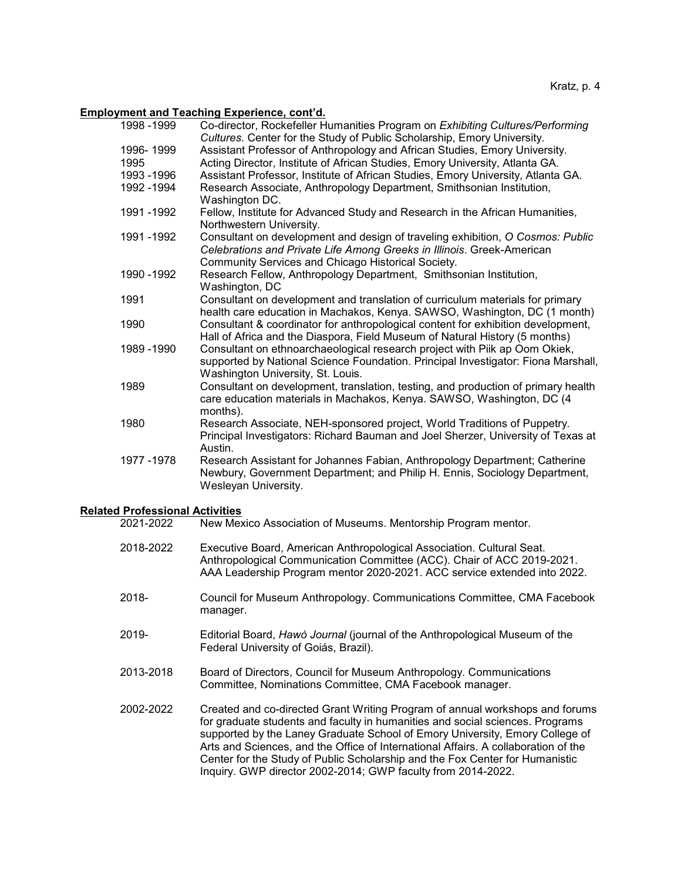## Employment and Teaching Experience, cont'd.

| | |
|---|---|
| 1998 -1999 | Co-director, Rockefeller Humanities Program on *Exhibiting Cultures/Performing Cultures.* Center for the Study of Public Scholarship, Emory University. |
| 1996- 1999 | Assistant Professor of Anthropology and African Studies, Emory University. |
| 1995 | Acting Director, Institute of African Studies, Emory University, Atlanta GA. |
| 1993 -1996 | Assistant Professor, Institute of African Studies, Emory University, Atlanta GA. |
| 1992 -1994 | Research Associate, Anthropology Department, Smithsonian Institution, Washington DC. |
| 1991 -1992 | Fellow, Institute for Advanced Study and Research in the African Humanities, Northwestern University. |
| 1991 -1992 | Consultant on development and design of traveling exhibition, *O Cosmos: Public Celebrations and Private Life Among Greeks in Illinois*. Greek-American Community Services and Chicago Historical Society. |
| 1990 -1992 | Research Fellow, Anthropology Department, Smithsonian Institution, Washington, DC |
| 1991 | Consultant on development and translation of curriculum materials for primary health care education in Machakos, Kenya. SAWSO, Washington, DC (1 month) |
| 1990 | Consultant & coordinator for anthropological content for exhibition development, Hall of Africa and the Diaspora, Field Museum of Natural History (5 months) |
| 1989 -1990 | Consultant on ethnoarchaeological research project with Piik ap Oom Okiek, supported by National Science Foundation. Principal Investigator: Fiona Marshall, Washington University, St. Louis. |
| 1989 | Consultant on development, translation, testing, and production of primary health care education materials in Machakos, Kenya. SAWSO, Washington, DC (4 months). |
| 1980 | Research Associate, NEH-sponsored project, World Traditions of Puppetry. Principal Investigators: Richard Bauman and Joel Sherzer, University of Texas at Austin. |
| 1977 -1978 | Research Assistant for Johannes Fabian, Anthropology Department; Catherine Newbury, Government Department; and Philip H. Ennis, Sociology Department, Wesleyan University. |

## Related Professional Activities

| | |
|---|---|
| 2021-2022 | New Mexico Association of Museums. Mentorship Program mentor. |
| 2018-2022 | Executive Board, American Anthropological Association. Cultural Seat. Anthropological Communication Committee (ACC). Chair of ACC 2019-2021. AAA Leadership Program mentor 2020-2021. ACC service extended into 2022. |
| 2018- | Council for Museum Anthropology. Communications Committee, CMA Facebook manager. |
| 2019- | Editorial Board, *Hawò Journal* (journal of the Anthropological Museum of the Federal University of Goiás, Brazil). |
| 2013-2018 | Board of Directors, Council for Museum Anthropology. Communications Committee, Nominations Committee, CMA Facebook manager. |
| 2002-2022 | Created and co-directed Grant Writing Program of annual workshops and forums for graduate students and faculty in humanities and social sciences. Programs supported by the Laney Graduate School of Emory University, Emory College of Arts and Sciences, and the Office of International Affairs. A collaboration of the Center for the Study of Public Scholarship and the Fox Center for Humanistic Inquiry. GWP director 2002-2014; GWP faculty from 2014-2022. |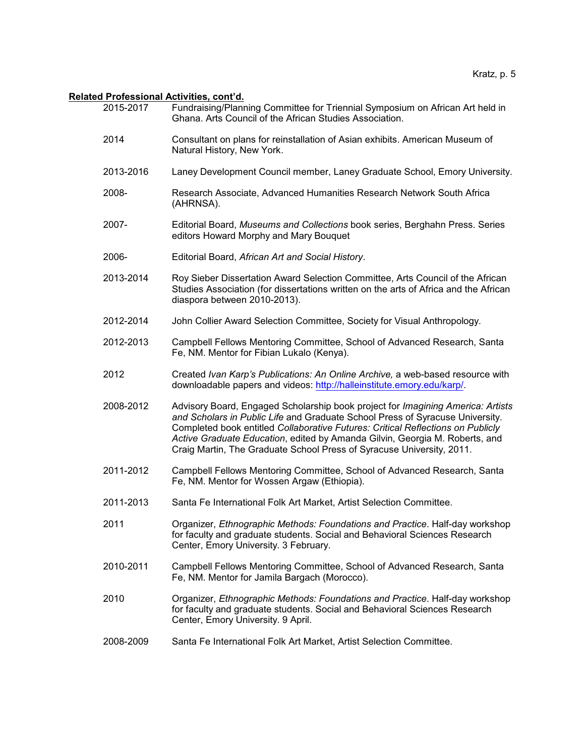**Related Professional Activities, cont'd.**

| | |
|---|---|
| 2015-2017 | Fundraising/Planning Committee for Triennial Symposium on African Art held in Ghana. Arts Council of the African Studies Association. |
| 2014 | Consultant on plans for reinstallation of Asian exhibits. American Museum of Natural History, New York. |
| 2013-2016 | Laney Development Council member, Laney Graduate School, Emory University. |
| 2008- | Research Associate, Advanced Humanities Research Network South Africa (AHRNSA). |
| 2007- | Editorial Board, *Museums and Collections* book series, Berghahn Press. Series editors Howard Morphy and Mary Bouquet |
| 2006- | Editorial Board, *African Art and Social History*. |
| 2013-2014 | Roy Sieber Dissertation Award Selection Committee, Arts Council of the African Studies Association (for dissertations written on the arts of Africa and the African diaspora between 2010-2013). |
| 2012-2014 | John Collier Award Selection Committee, Society for Visual Anthropology. |
| 2012-2013 | Campbell Fellows Mentoring Committee, School of Advanced Research, Santa Fe, NM. Mentor for Fibian Lukalo (Kenya). |
| 2012 | Created *Ivan Karp's Publications: An Online Archive,* a web-based resource with downloadable papers and videos: http://halleinstitute.emory.edu/karp/. |
| 2008-2012 | Advisory Board, Engaged Scholarship book project for *Imagining America: Artists and Scholars in Public Life* and Graduate School Press of Syracuse University. Completed book entitled *Collaborative Futures: Critical Reflections on Publicly Active Graduate Education*, edited by Amanda Gilvin, Georgia M. Roberts, and Craig Martin, The Graduate School Press of Syracuse University, 2011. |
| 2011-2012 | Campbell Fellows Mentoring Committee, School of Advanced Research, Santa Fe, NM. Mentor for Wossen Argaw (Ethiopia). |
| 2011-2013 | Santa Fe International Folk Art Market, Artist Selection Committee. |
| 2011 | Organizer, *Ethnographic Methods: Foundations and Practice*. Half-day workshop for faculty and graduate students. Social and Behavioral Sciences Research Center, Emory University. 3 February. |
| 2010-2011 | Campbell Fellows Mentoring Committee, School of Advanced Research, Santa Fe, NM. Mentor for Jamila Bargach (Morocco). |
| 2010 | Organizer, *Ethnographic Methods: Foundations and Practice*. Half-day workshop for faculty and graduate students. Social and Behavioral Sciences Research Center, Emory University. 9 April. |
| 2008-2009 | Santa Fe International Folk Art Market, Artist Selection Committee. |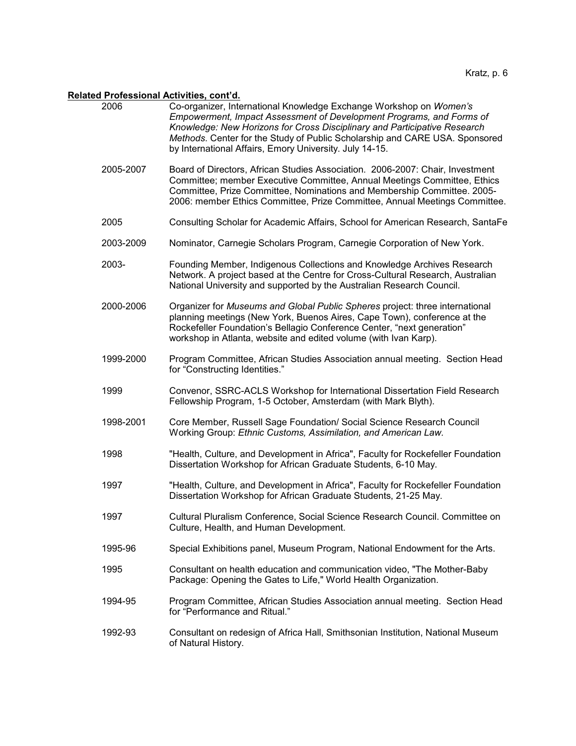**Related Professional Activities, cont'd.**

2006 — Co-organizer, International Knowledge Exchange Workshop on *Women's Empowerment, Impact Assessment of Development Programs, and Forms of Knowledge: New Horizons for Cross Disciplinary and Participative Research Methods*. Center for the Study of Public Scholarship and CARE USA. Sponsored by International Affairs, Emory University. July 14-15.

2005-2007 — Board of Directors, African Studies Association. 2006-2007: Chair, Investment Committee; member Executive Committee, Annual Meetings Committee, Ethics Committee, Prize Committee, Nominations and Membership Committee. 2005-2006: member Ethics Committee, Prize Committee, Annual Meetings Committee.

2005 — Consulting Scholar for Academic Affairs, School for American Research, SantaFe

2003-2009 — Nominator, Carnegie Scholars Program, Carnegie Corporation of New York.

2003- — Founding Member, Indigenous Collections and Knowledge Archives Research Network. A project based at the Centre for Cross-Cultural Research, Australian National University and supported by the Australian Research Council.

2000-2006 — Organizer for *Museums and Global Public Spheres* project: three international planning meetings (New York, Buenos Aires, Cape Town), conference at the Rockefeller Foundation's Bellagio Conference Center, "next generation" workshop in Atlanta, website and edited volume (with Ivan Karp).

1999-2000 — Program Committee, African Studies Association annual meeting. Section Head for "Constructing Identities."

1999 — Convenor, SSRC-ACLS Workshop for International Dissertation Field Research Fellowship Program, 1-5 October, Amsterdam (with Mark Blyth).

1998-2001 — Core Member, Russell Sage Foundation/ Social Science Research Council Working Group: *Ethnic Customs, Assimilation, and American Law*.

1998 — "Health, Culture, and Development in Africa", Faculty for Rockefeller Foundation Dissertation Workshop for African Graduate Students, 6-10 May.

1997 — "Health, Culture, and Development in Africa", Faculty for Rockefeller Foundation Dissertation Workshop for African Graduate Students, 21-25 May.

1997 — Cultural Pluralism Conference, Social Science Research Council. Committee on Culture, Health, and Human Development.

1995-96 — Special Exhibitions panel, Museum Program, National Endowment for the Arts.

1995 — Consultant on health education and communication video, "The Mother-Baby Package: Opening the Gates to Life," World Health Organization.

1994-95 — Program Committee, African Studies Association annual meeting. Section Head for "Performance and Ritual."

1992-93 — Consultant on redesign of Africa Hall, Smithsonian Institution, National Museum of Natural History.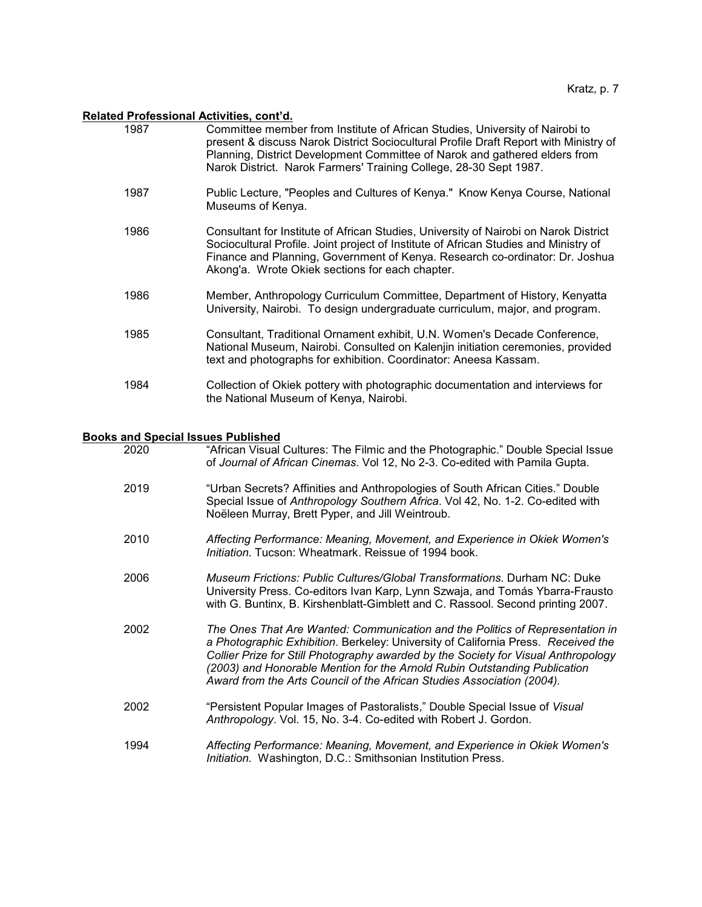**Related Professional Activities, cont'd.**

1987 Committee member from Institute of African Studies, University of Nairobi to present & discuss Narok District Sociocultural Profile Draft Report with Ministry of Planning, District Development Committee of Narok and gathered elders from Narok District. Narok Farmers' Training College, 28-30 Sept 1987.

1987 Public Lecture, "Peoples and Cultures of Kenya." Know Kenya Course, National Museums of Kenya.

1986 Consultant for Institute of African Studies, University of Nairobi on Narok District Sociocultural Profile. Joint project of Institute of African Studies and Ministry of Finance and Planning, Government of Kenya. Research co-ordinator: Dr. Joshua Akong'a. Wrote Okiek sections for each chapter.

1986 Member, Anthropology Curriculum Committee, Department of History, Kenyatta University, Nairobi. To design undergraduate curriculum, major, and program.

1985 Consultant, Traditional Ornament exhibit, U.N. Women's Decade Conference, National Museum, Nairobi. Consulted on Kalenjin initiation ceremonies, provided text and photographs for exhibition. Coordinator: Aneesa Kassam.

1984 Collection of Okiek pottery with photographic documentation and interviews for the National Museum of Kenya, Nairobi.

**Books and Special Issues Published**

2020 "African Visual Cultures: The Filmic and the Photographic." Double Special Issue of *Journal of African Cinemas*. Vol 12, No 2-3. Co-edited with Pamila Gupta.

2019 "Urban Secrets? Affinities and Anthropologies of South African Cities." Double Special Issue of *Anthropology Southern Africa*. Vol 42, No. 1-2. Co-edited with Noëleen Murray, Brett Pyper, and Jill Weintroub.

2010 *Affecting Performance: Meaning, Movement, and Experience in Okiek Women's Initiation*. Tucson: Wheatmark. Reissue of 1994 book.

2006 *Museum Frictions: Public Cultures/Global Transformations*. Durham NC: Duke University Press. Co-editors Ivan Karp, Lynn Szwaja, and Tomás Ybarra-Frausto with G. Buntinx, B. Kirshenblatt-Gimblett and C. Rassool. Second printing 2007.

2002 *The Ones That Are Wanted: Communication and the Politics of Representation in a Photographic Exhibition*. Berkeley: University of California Press. *Received the Collier Prize for Still Photography awarded by the Society for Visual Anthropology (2003) and Honorable Mention for the Arnold Rubin Outstanding Publication Award from the Arts Council of the African Studies Association (2004).*

2002 "Persistent Popular Images of Pastoralists," Double Special Issue of *Visual Anthropology*. Vol. 15, No. 3-4. Co-edited with Robert J. Gordon.

1994 *Affecting Performance: Meaning, Movement, and Experience in Okiek Women's Initiation.* Washington, D.C.: Smithsonian Institution Press.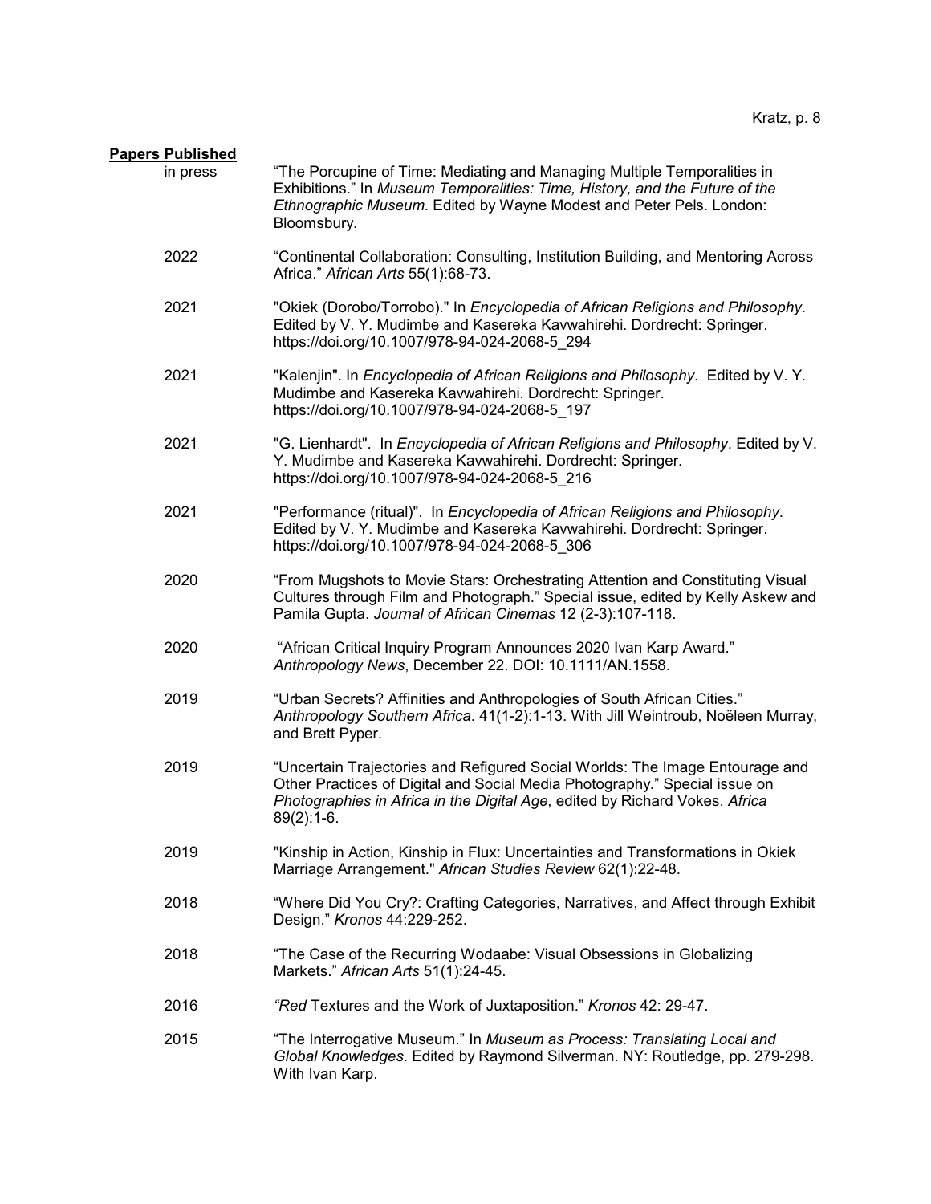## Papers Published

in press — "The Porcupine of Time: Mediating and Managing Multiple Temporalities in Exhibitions." In *Museum Temporalities: Time, History, and the Future of the Ethnographic Museum*. Edited by Wayne Modest and Peter Pels. London: Bloomsbury.

2022 — "Continental Collaboration: Consulting, Institution Building, and Mentoring Across Africa." *African Arts* 55(1):68-73.

2021 — "Okiek (Dorobo/Torrobo)." In *Encyclopedia of African Religions and Philosophy*. Edited by V. Y. Mudimbe and Kasereka Kavwahirehi. Dordrecht: Springer. https://doi.org/10.1007/978-94-024-2068-5_294

2021 — "Kalenjin". In *Encyclopedia of African Religions and Philosophy*. Edited by V. Y. Mudimbe and Kasereka Kavwahirehi. Dordrecht: Springer. https://doi.org/10.1007/978-94-024-2068-5_197

2021 — "G. Lienhardt". In *Encyclopedia of African Religions and Philosophy*. Edited by V. Y. Mudimbe and Kasereka Kavwahirehi. Dordrecht: Springer. https://doi.org/10.1007/978-94-024-2068-5_216

2021 — "Performance (ritual)". In *Encyclopedia of African Religions and Philosophy*. Edited by V. Y. Mudimbe and Kasereka Kavwahirehi. Dordrecht: Springer. https://doi.org/10.1007/978-94-024-2068-5_306

2020 — "From Mugshots to Movie Stars: Orchestrating Attention and Constituting Visual Cultures through Film and Photograph." Special issue, edited by Kelly Askew and Pamila Gupta. *Journal of African Cinemas* 12 (2-3):107-118.

2020 — "African Critical Inquiry Program Announces 2020 Ivan Karp Award." *Anthropology News*, December 22. DOI: 10.1111/AN.1558.

2019 — "Urban Secrets? Affinities and Anthropologies of South African Cities." *Anthropology Southern Africa*. 41(1-2):1-13. With Jill Weintroub, Noëleen Murray, and Brett Pyper.

2019 — "Uncertain Trajectories and Refigured Social Worlds: The Image Entourage and Other Practices of Digital and Social Media Photography." Special issue on *Photographies in Africa in the Digital Age*, edited by Richard Vokes. *Africa* 89(2):1-6.

2019 — "Kinship in Action, Kinship in Flux: Uncertainties and Transformations in Okiek Marriage Arrangement." *African Studies Review* 62(1):22-48.

2018 — "Where Did You Cry?: Crafting Categories, Narratives, and Affect through Exhibit Design." *Kronos* 44:229-252.

2018 — "The Case of the Recurring Wodaabe: Visual Obsessions in Globalizing Markets." *African Arts* 51(1):24-45.

2016 — "*Red* Textures and the Work of Juxtaposition." *Kronos* 42: 29-47.

2015 — "The Interrogative Museum." In *Museum as Process: Translating Local and Global Knowledges*. Edited by Raymond Silverman. NY: Routledge, pp. 279-298. With Ivan Karp.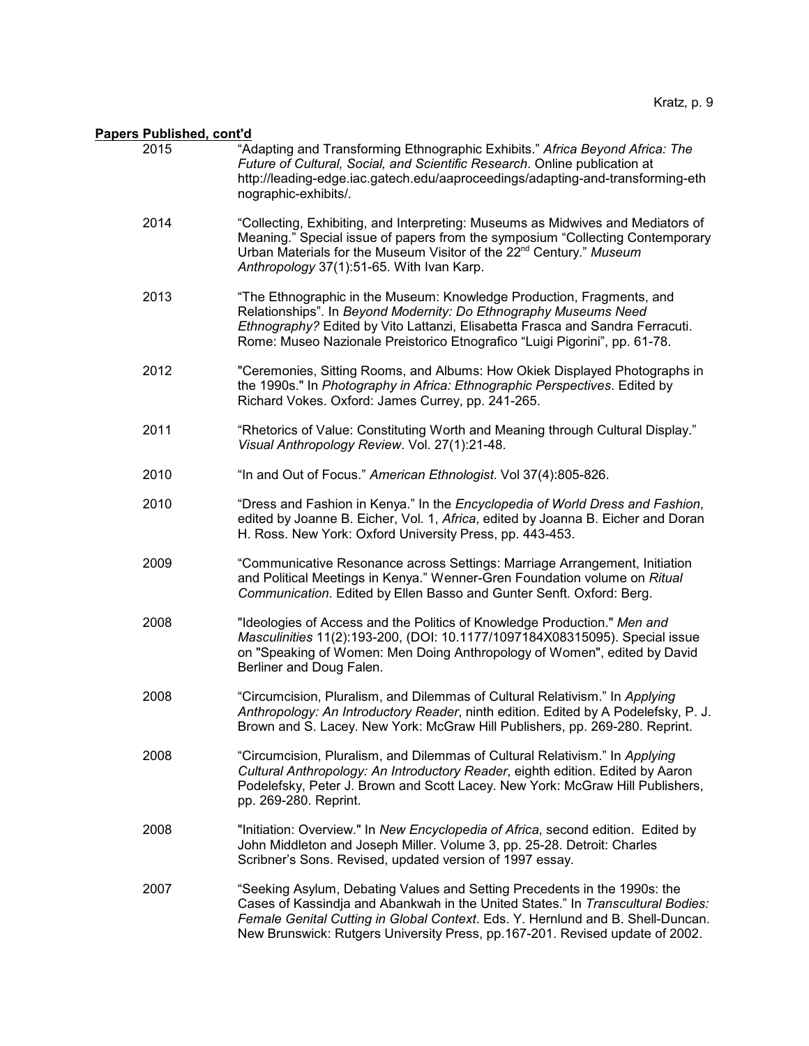**Papers Published, cont'd**

2015 "Adapting and Transforming Ethnographic Exhibits." *Africa Beyond Africa: The Future of Cultural, Social, and Scientific Research*. Online publication at http://leading-edge.iac.gatech.edu/aaproceedings/adapting-and-transforming-ethnographic-exhibits/.

2014 "Collecting, Exhibiting, and Interpreting: Museums as Midwives and Mediators of Meaning." Special issue of papers from the symposium "Collecting Contemporary Urban Materials for the Museum Visitor of the 22nd Century." *Museum Anthropology* 37(1):51-65. With Ivan Karp.

2013 "The Ethnographic in the Museum: Knowledge Production, Fragments, and Relationships". In *Beyond Modernity: Do Ethnography Museums Need Ethnography?* Edited by Vito Lattanzi, Elisabetta Frasca and Sandra Ferracuti. Rome: Museo Nazionale Preistorico Etnografico "Luigi Pigorini", pp. 61-78.

2012 "Ceremonies, Sitting Rooms, and Albums: How Okiek Displayed Photographs in the 1990s." In *Photography in Africa: Ethnographic Perspectives*. Edited by Richard Vokes. Oxford: James Currey, pp. 241-265.

2011 "Rhetorics of Value: Constituting Worth and Meaning through Cultural Display." *Visual Anthropology Review*. Vol. 27(1):21-48.

2010 "In and Out of Focus." *American Ethnologist*. Vol 37(4):805-826.

2010 "Dress and Fashion in Kenya." In the *Encyclopedia of World Dress and Fashion*, edited by Joanne B. Eicher, Vol. 1, *Africa*, edited by Joanna B. Eicher and Doran H. Ross. New York: Oxford University Press, pp. 443-453.

2009 "Communicative Resonance across Settings: Marriage Arrangement, Initiation and Political Meetings in Kenya." Wenner-Gren Foundation volume on *Ritual Communication*. Edited by Ellen Basso and Gunter Senft. Oxford: Berg.

2008 "Ideologies of Access and the Politics of Knowledge Production." *Men and Masculinities* 11(2):193-200, (DOI: 10.1177/1097184X08315095). Special issue on "Speaking of Women: Men Doing Anthropology of Women", edited by David Berliner and Doug Falen.

2008 "Circumcision, Pluralism, and Dilemmas of Cultural Relativism." In *Applying Anthropology: An Introductory Reader*, ninth edition. Edited by A Podelefsky, P. J. Brown and S. Lacey. New York: McGraw Hill Publishers, pp. 269-280. Reprint.

2008 "Circumcision, Pluralism, and Dilemmas of Cultural Relativism." In *Applying Cultural Anthropology: An Introductory Reader*, eighth edition. Edited by Aaron Podelefsky, Peter J. Brown and Scott Lacey. New York: McGraw Hill Publishers, pp. 269-280. Reprint.

2008 "Initiation: Overview." In *New Encyclopedia of Africa*, second edition. Edited by John Middleton and Joseph Miller. Volume 3, pp. 25-28. Detroit: Charles Scribner's Sons. Revised, updated version of 1997 essay.

2007 "Seeking Asylum, Debating Values and Setting Precedents in the 1990s: the Cases of Kassindja and Abankwah in the United States." In *Transcultural Bodies: Female Genital Cutting in Global Context*. Eds. Y. Hernlund and B. Shell-Duncan. New Brunswick: Rutgers University Press, pp.167-201. Revised update of 2002.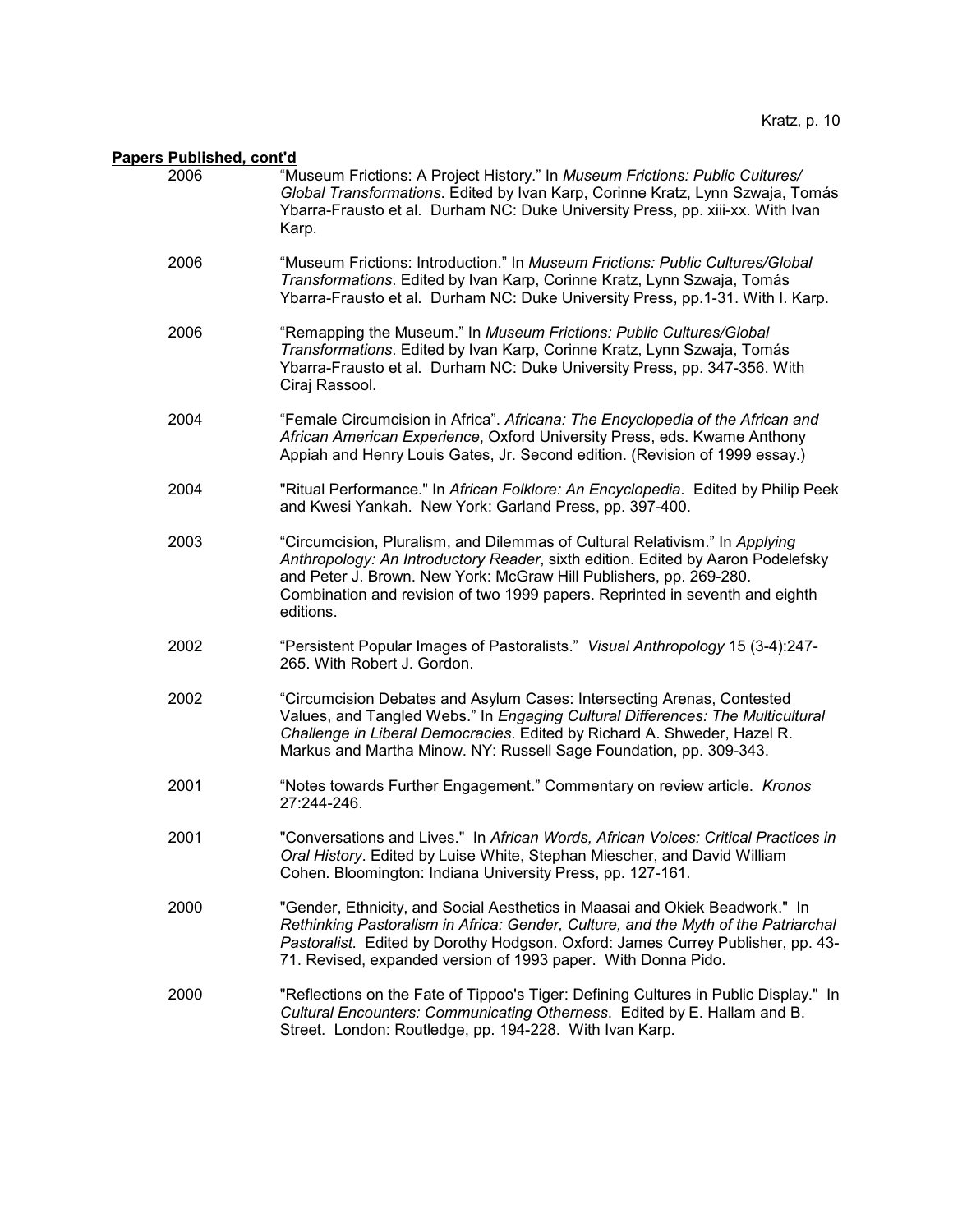**Papers Published, cont'd**

2006 "Museum Frictions: A Project History." In *Museum Frictions: Public Cultures/ Global Transformations*. Edited by Ivan Karp, Corinne Kratz, Lynn Szwaja, Tomás Ybarra-Frausto et al. Durham NC: Duke University Press, pp. xiii-xx. With Ivan Karp.

2006 "Museum Frictions: Introduction." In *Museum Frictions: Public Cultures/Global Transformations*. Edited by Ivan Karp, Corinne Kratz, Lynn Szwaja, Tomás Ybarra-Frausto et al. Durham NC: Duke University Press, pp.1-31. With I. Karp.

2006 "Remapping the Museum." In *Museum Frictions: Public Cultures/Global Transformations*. Edited by Ivan Karp, Corinne Kratz, Lynn Szwaja, Tomás Ybarra-Frausto et al. Durham NC: Duke University Press, pp. 347-356. With Ciraj Rassool.

2004 "Female Circumcision in Africa". *Africana: The Encyclopedia of the African and African American Experience*, Oxford University Press, eds. Kwame Anthony Appiah and Henry Louis Gates, Jr. Second edition. (Revision of 1999 essay.)

2004 "Ritual Performance." In *African Folklore: An Encyclopedia*. Edited by Philip Peek and Kwesi Yankah. New York: Garland Press, pp. 397-400.

2003 "Circumcision, Pluralism, and Dilemmas of Cultural Relativism." In *Applying Anthropology: An Introductory Reader*, sixth edition. Edited by Aaron Podelefsky and Peter J. Brown. New York: McGraw Hill Publishers, pp. 269-280. Combination and revision of two 1999 papers. Reprinted in seventh and eighth editions.

2002 "Persistent Popular Images of Pastoralists." *Visual Anthropology* 15 (3-4):247-265. With Robert J. Gordon.

2002 "Circumcision Debates and Asylum Cases: Intersecting Arenas, Contested Values, and Tangled Webs." In *Engaging Cultural Differences: The Multicultural Challenge in Liberal Democracies*. Edited by Richard A. Shweder, Hazel R. Markus and Martha Minow. NY: Russell Sage Foundation, pp. 309-343.

2001 "Notes towards Further Engagement." Commentary on review article. *Kronos* 27:244-246.

2001 "Conversations and Lives." In *African Words, African Voices: Critical Practices in Oral History*. Edited by Luise White, Stephan Miescher, and David William Cohen. Bloomington: Indiana University Press, pp. 127-161.

2000 "Gender, Ethnicity, and Social Aesthetics in Maasai and Okiek Beadwork." In *Rethinking Pastoralism in Africa: Gender, Culture, and the Myth of the Patriarchal Pastoralist*. Edited by Dorothy Hodgson. Oxford: James Currey Publisher, pp. 43-71. Revised, expanded version of 1993 paper. With Donna Pido.

2000 "Reflections on the Fate of Tippoo's Tiger: Defining Cultures in Public Display." In *Cultural Encounters: Communicating Otherness*. Edited by E. Hallam and B. Street. London: Routledge, pp. 194-228. With Ivan Karp.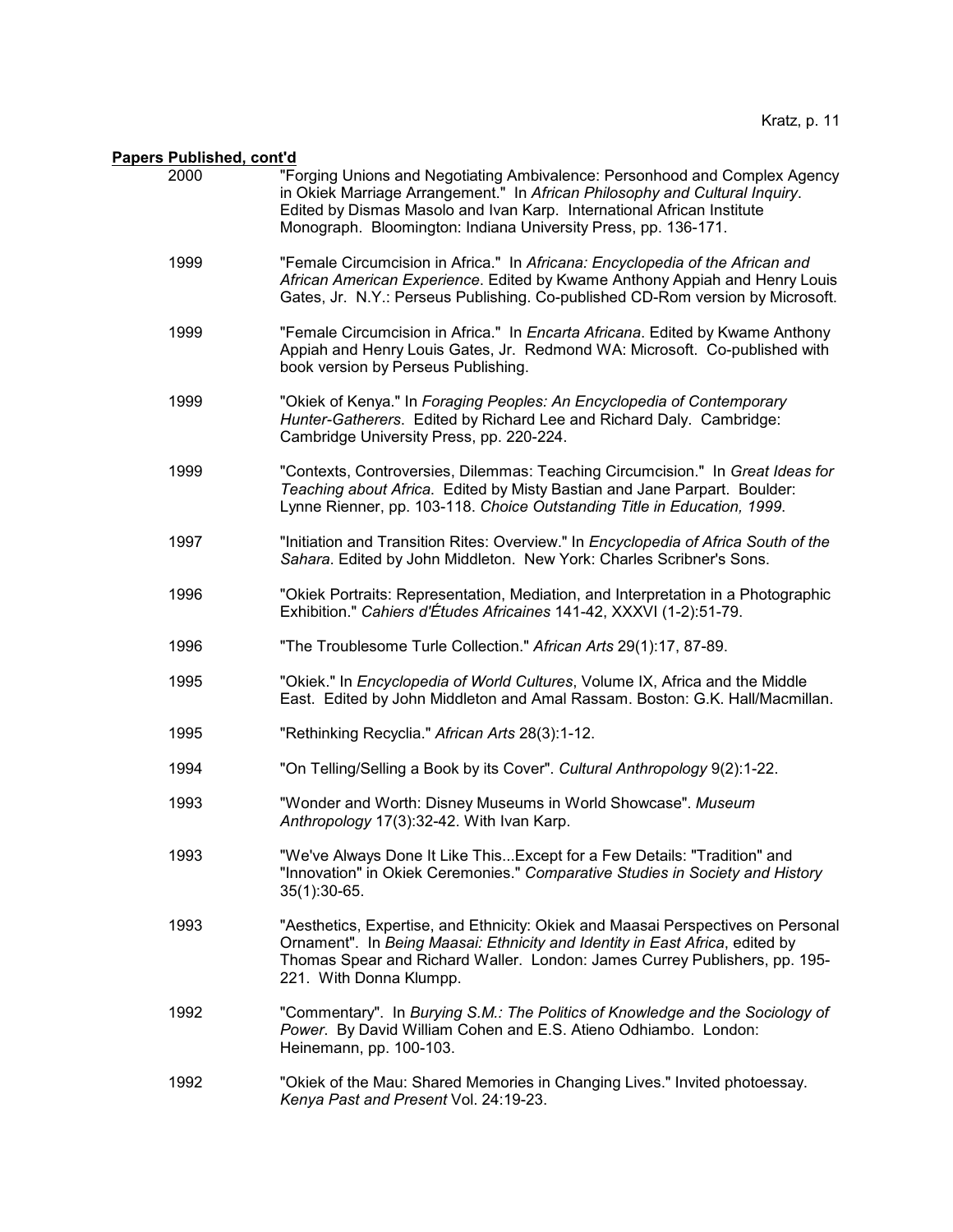**Papers Published, cont'd**

2000 "Forging Unions and Negotiating Ambivalence: Personhood and Complex Agency in Okiek Marriage Arrangement." In *African Philosophy and Cultural Inquiry*. Edited by Dismas Masolo and Ivan Karp. International African Institute Monograph. Bloomington: Indiana University Press, pp. 136-171.

1999 "Female Circumcision in Africa." In *Africana: Encyclopedia of the African and African American Experience*. Edited by Kwame Anthony Appiah and Henry Louis Gates, Jr. N.Y.: Perseus Publishing. Co-published CD-Rom version by Microsoft.

1999 "Female Circumcision in Africa." In *Encarta Africana*. Edited by Kwame Anthony Appiah and Henry Louis Gates, Jr. Redmond WA: Microsoft. Co-published with book version by Perseus Publishing.

1999 "Okiek of Kenya." In *Foraging Peoples: An Encyclopedia of Contemporary Hunter-Gatherers*. Edited by Richard Lee and Richard Daly. Cambridge: Cambridge University Press, pp. 220-224.

1999 "Contexts, Controversies, Dilemmas: Teaching Circumcision." In *Great Ideas for Teaching about Africa.* Edited by Misty Bastian and Jane Parpart. Boulder: Lynne Rienner, pp. 103-118. *Choice Outstanding Title in Education, 1999*.

1997 "Initiation and Transition Rites: Overview." In *Encyclopedia of Africa South of the Sahara*. Edited by John Middleton. New York: Charles Scribner's Sons.

1996 "Okiek Portraits: Representation, Mediation, and Interpretation in a Photographic Exhibition." *Cahiers d'Études Africaines* 141-42, XXXVI (1-2):51-79.

1996 "The Troublesome Turle Collection." *African Arts* 29(1):17, 87-89.

1995 "Okiek." In *Encyclopedia of World Cultures*, Volume IX, Africa and the Middle East. Edited by John Middleton and Amal Rassam. Boston: G.K. Hall/Macmillan.

1995 "Rethinking Recyclia." *African Arts* 28(3):1-12.

1994 "On Telling/Selling a Book by its Cover". *Cultural Anthropology* 9(2):1-22.

1993 "Wonder and Worth: Disney Museums in World Showcase". *Museum Anthropology* 17(3):32-42. With Ivan Karp.

1993 "We've Always Done It Like This...Except for a Few Details: "Tradition" and "Innovation" in Okiek Ceremonies." *Comparative Studies in Society and History* 35(1):30-65.

1993 "Aesthetics, Expertise, and Ethnicity: Okiek and Maasai Perspectives on Personal Ornament". In *Being Maasai: Ethnicity and Identity in East Africa*, edited by Thomas Spear and Richard Waller. London: James Currey Publishers, pp. 195-221. With Donna Klumpp.

1992 "Commentary". In *Burying S.M.: The Politics of Knowledge and the Sociology of Power*. By David William Cohen and E.S. Atieno Odhiambo. London: Heinemann, pp. 100-103.

1992 "Okiek of the Mau: Shared Memories in Changing Lives." Invited photoessay. *Kenya Past and Present* Vol. 24:19-23.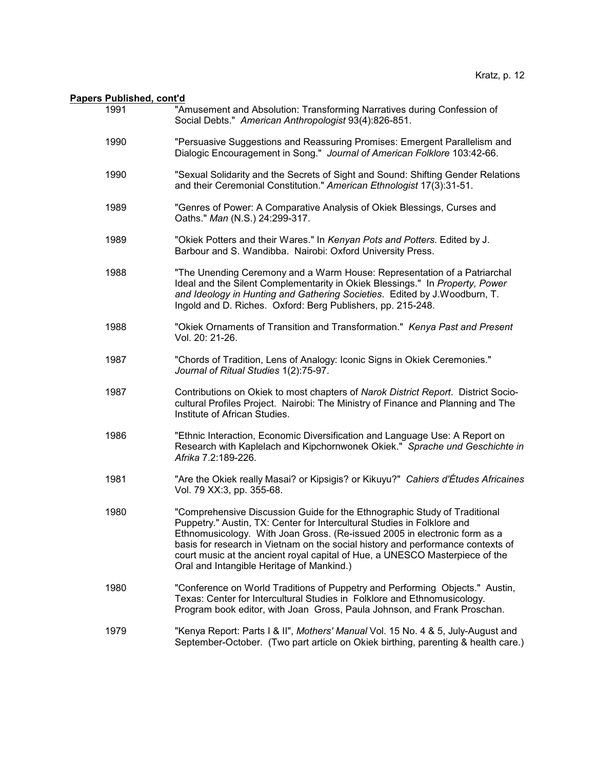**Papers Published, cont'd**

1991 "Amusement and Absolution: Transforming Narratives during Confession of Social Debts." *American Anthropologist* 93(4):826-851.

1990 "Persuasive Suggestions and Reassuring Promises: Emergent Parallelism and Dialogic Encouragement in Song." *Journal of American Folklore* 103:42-66.

1990 "Sexual Solidarity and the Secrets of Sight and Sound: Shifting Gender Relations and their Ceremonial Constitution." *American Ethnologist* 17(3):31-51.

1989 "Genres of Power: A Comparative Analysis of Okiek Blessings, Curses and Oaths." *Man* (N.S.) 24:299-317.

1989 "Okiek Potters and their Wares." In *Kenyan Pots and Potters*. Edited by J. Barbour and S. Wandibba. Nairobi: Oxford University Press.

1988 "The Unending Ceremony and a Warm House: Representation of a Patriarchal Ideal and the Silent Complementarity in Okiek Blessings." In *Property, Power and Ideology in Hunting and Gathering Societies*. Edited by J.Woodburn, T. Ingold and D. Riches. Oxford: Berg Publishers, pp. 215-248.

1988 "Okiek Ornaments of Transition and Transformation." *Kenya Past and Present* Vol. 20: 21-26.

1987 "Chords of Tradition, Lens of Analogy: Iconic Signs in Okiek Ceremonies." *Journal of Ritual Studies* 1(2):75-97.

1987 Contributions on Okiek to most chapters of *Narok District Report*. District Socio-cultural Profiles Project. Nairobi: The Ministry of Finance and Planning and The Institute of African Studies.

1986 "Ethnic Interaction, Economic Diversification and Language Use: A Report on Research with Kaplelach and Kipchornwonek Okiek." *Sprache und Geschichte in Afrika* 7.2:189-226.

1981 "Are the Okiek really Masai? or Kipsigis? or Kikuyu?" *Cahiers d'Études Africaines* Vol. 79 XX:3, pp. 355-68.

1980 "Comprehensive Discussion Guide for the Ethnographic Study of Traditional Puppetry." Austin, TX: Center for Intercultural Studies in Folklore and Ethnomusicology. With Joan Gross. (Re-issued 2005 in electronic form as a basis for research in Vietnam on the social history and performance contexts of court music at the ancient royal capital of Hue, a UNESCO Masterpiece of the Oral and Intangible Heritage of Mankind.)

1980 "Conference on World Traditions of Puppetry and Performing Objects." Austin, Texas: Center for Intercultural Studies in Folklore and Ethnomusicology. Program book editor, with Joan Gross, Paula Johnson, and Frank Proschan.

1979 "Kenya Report: Parts I & II", *Mothers' Manual* Vol. 15 No. 4 & 5, July-August and September-October. (Two part article on Okiek birthing, parenting & health care.)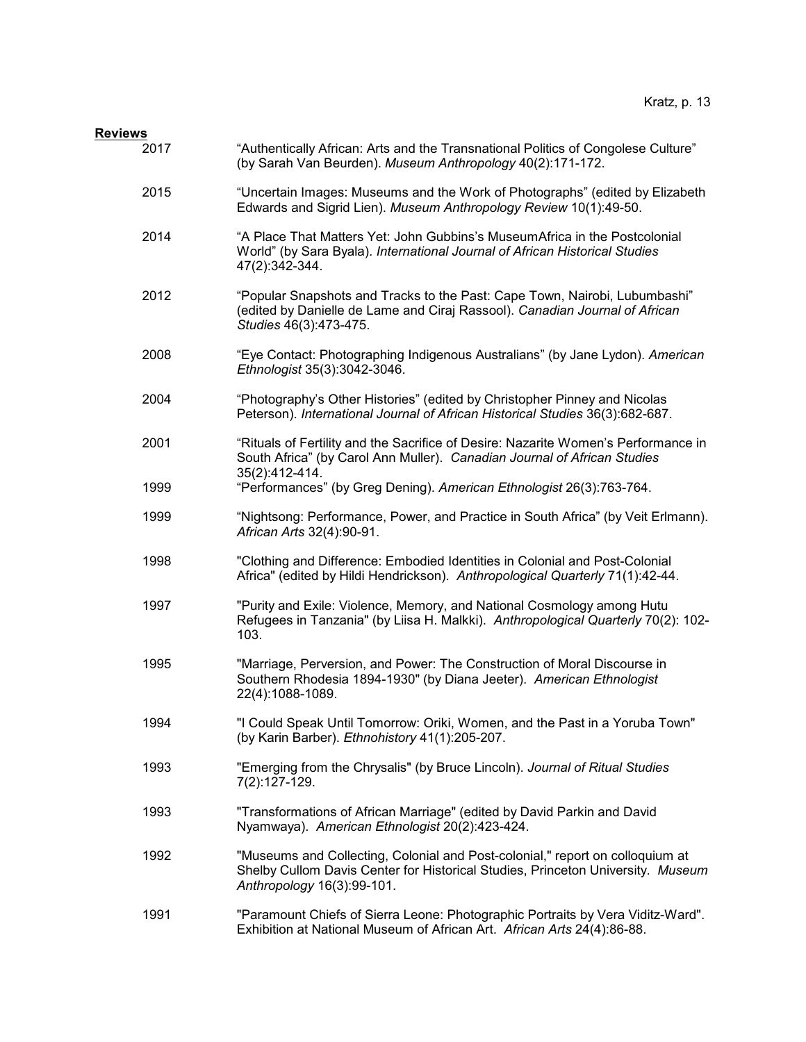## Reviews

2017 “Authentically African: Arts and the Transnational Politics of Congolese Culture” (by Sarah Van Beurden). *Museum Anthropology* 40(2):171-172.

2015 “Uncertain Images: Museums and the Work of Photographs” (edited by Elizabeth Edwards and Sigrid Lien). *Museum Anthropology Review* 10(1):49-50.

2014 “A Place That Matters Yet: John Gubbins’s MuseumAfrica in the Postcolonial World” (by Sara Byala). *International Journal of African Historical Studies* 47(2):342-344.

2012 “Popular Snapshots and Tracks to the Past: Cape Town, Nairobi, Lubumbashi” (edited by Danielle de Lame and Ciraj Rassool). *Canadian Journal of African Studies* 46(3):473-475.

2008 “Eye Contact: Photographing Indigenous Australians” (by Jane Lydon). *American Ethnologist* 35(3):3042-3046.

2004 “Photography’s Other Histories” (edited by Christopher Pinney and Nicolas Peterson). *International Journal of African Historical Studies* 36(3):682-687.

2001 “Rituals of Fertility and the Sacrifice of Desire: Nazarite Women’s Performance in South Africa” (by Carol Ann Muller). *Canadian Journal of African Studies* 35(2):412-414.

1999 “Performances” (by Greg Dening). *American Ethnologist* 26(3):763-764.

1999 “Nightsong: Performance, Power, and Practice in South Africa” (by Veit Erlmann). *African Arts* 32(4):90-91.

1998 "Clothing and Difference: Embodied Identities in Colonial and Post-Colonial Africa" (edited by Hildi Hendrickson). *Anthropological Quarterly* 71(1):42-44.

1997 "Purity and Exile: Violence, Memory, and National Cosmology among Hutu Refugees in Tanzania" (by Liisa H. Malkki). *Anthropological Quarterly* 70(2): 102-103.

1995 "Marriage, Perversion, and Power: The Construction of Moral Discourse in Southern Rhodesia 1894-1930" (by Diana Jeeter). *American Ethnologist* 22(4):1088-1089.

1994 "I Could Speak Until Tomorrow: Oriki, Women, and the Past in a Yoruba Town" (by Karin Barber). *Ethnohistory* 41(1):205-207.

1993 "Emerging from the Chrysalis" (by Bruce Lincoln). *Journal of Ritual Studies* 7(2):127-129.

1993 "Transformations of African Marriage" (edited by David Parkin and David Nyamwaya). *American Ethnologist* 20(2):423-424.

1992 "Museums and Collecting, Colonial and Post-colonial," report on colloquium at Shelby Cullom Davis Center for Historical Studies, Princeton University. *Museum Anthropology* 16(3):99-101.

1991 "Paramount Chiefs of Sierra Leone: Photographic Portraits by Vera Viditz-Ward". Exhibition at National Museum of African Art. *African Arts* 24(4):86-88.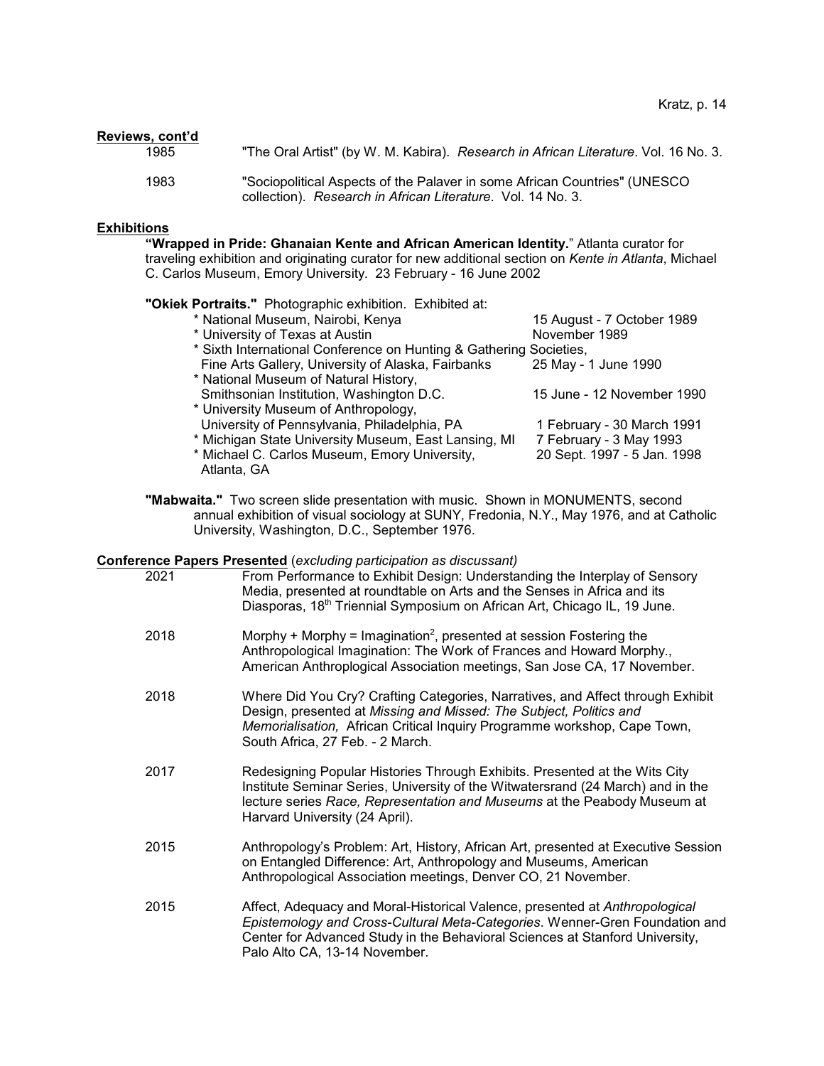**Reviews, cont'd**

1985 "The Oral Artist" (by W. M. Kabira). *Research in African Literature*. Vol. 16 No. 3.

1983 "Sociopolitical Aspects of the Palaver in some African Countries" (UNESCO collection). *Research in African Literature*. Vol. 14 No. 3.

**Exhibitions**

**"Wrapped in Pride: Ghanaian Kente and African American Identity.**" Atlanta curator for traveling exhibition and originating curator for new additional section on *Kente in Atlanta*, Michael C. Carlos Museum, Emory University. 23 February - 16 June 2002

**"Okiek Portraits."** Photographic exhibition. Exhibited at:

- National Museum, Nairobi, Kenya — 15 August - 7 October 1989
- University of Texas at Austin — November 1989
- Sixth International Conference on Hunting & Gathering Societies, Fine Arts Gallery, University of Alaska, Fairbanks — 25 May - 1 June 1990
- National Museum of Natural History, Smithsonian Institution, Washington D.C. — 15 June - 12 November 1990
- University Museum of Anthropology, University of Pennsylvania, Philadelphia, PA — 1 February - 30 March 1991
- Michigan State University Museum, East Lansing, MI — 7 February - 3 May 1993
- Michael C. Carlos Museum, Emory University, Atlanta, GA — 20 Sept. 1997 - 5 Jan. 1998

**"Mabwaita."** Two screen slide presentation with music. Shown in MONUMENTS, second annual exhibition of visual sociology at SUNY, Fredonia, N.Y., May 1976, and at Catholic University, Washington, D.C., September 1976.

**Conference Papers Presented** (*excluding participation as discussant)*

2021 From Performance to Exhibit Design: Understanding the Interplay of Sensory Media, presented at roundtable on Arts and the Senses in Africa and its Diasporas, 18th Triennial Symposium on African Art, Chicago IL, 19 June.

2018 Morphy + Morphy = Imagination$^2$, presented at session Fostering the Anthropological Imagination: The Work of Frances and Howard Morphy., American Anthroplogical Association meetings, San Jose CA, 17 November.

2018 Where Did You Cry? Crafting Categories, Narratives, and Affect through Exhibit Design, presented at *Missing and Missed: The Subject, Politics and Memorialisation,* African Critical Inquiry Programme workshop, Cape Town, South Africa, 27 Feb. - 2 March.

2017 Redesigning Popular Histories Through Exhibits. Presented at the Wits City Institute Seminar Series, University of the Witwatersrand (24 March) and in the lecture series *Race, Representation and Museums* at the Peabody Museum at Harvard University (24 April).

2015 Anthropology's Problem: Art, History, African Art, presented at Executive Session on Entangled Difference: Art, Anthropology and Museums, American Anthropological Association meetings, Denver CO, 21 November.

2015 Affect, Adequacy and Moral-Historical Valence, presented at *Anthropological Epistemology and Cross-Cultural Meta-Categories*. Wenner-Gren Foundation and Center for Advanced Study in the Behavioral Sciences at Stanford University, Palo Alto CA, 13-14 November.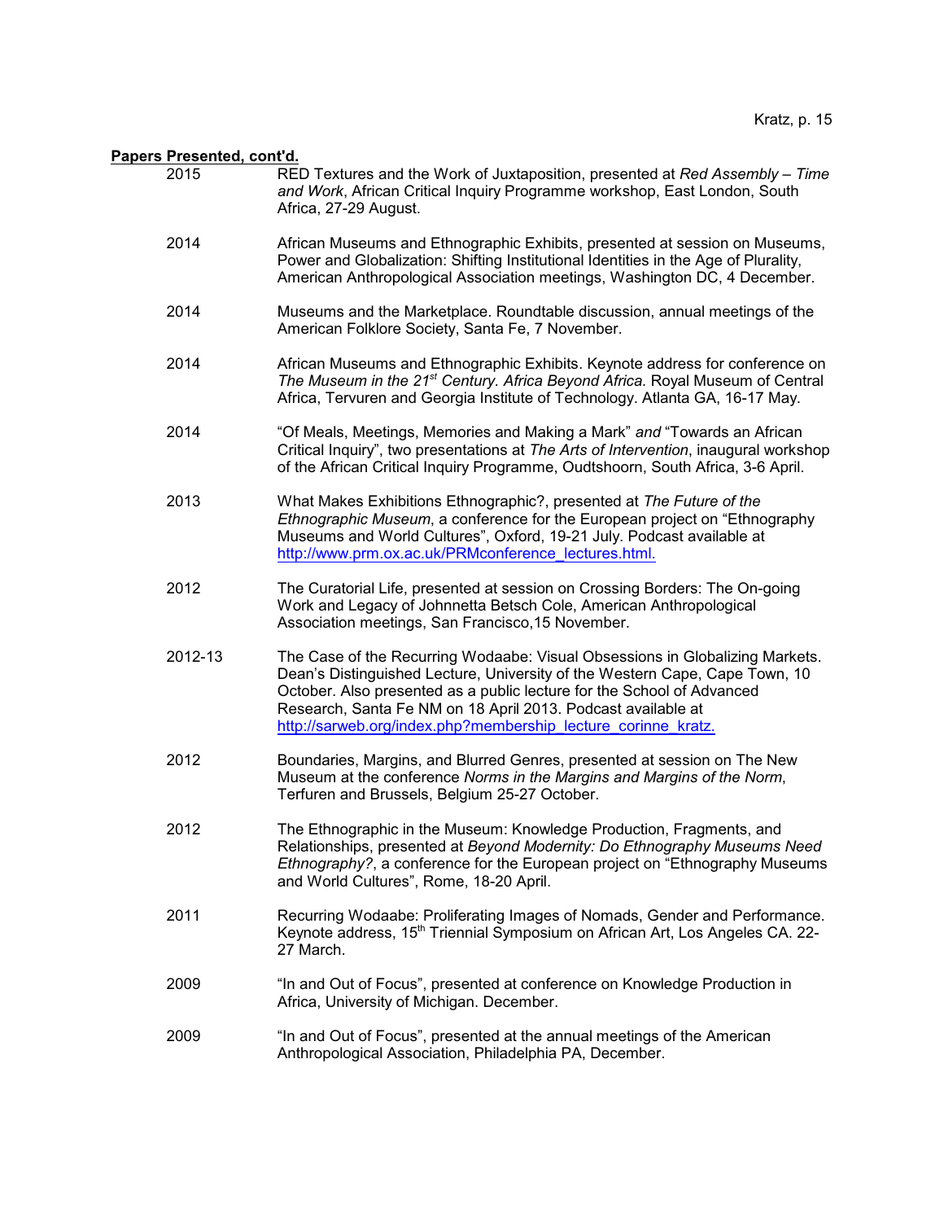**Papers Presented, cont'd.**

2015 RED Textures and the Work of Juxtaposition, presented at *Red Assembly – Time and Work*, African Critical Inquiry Programme workshop, East London, South Africa, 27-29 August.

2014 African Museums and Ethnographic Exhibits, presented at session on Museums, Power and Globalization: Shifting Institutional Identities in the Age of Plurality, American Anthropological Association meetings, Washington DC, 4 December.

2014 Museums and the Marketplace. Roundtable discussion, annual meetings of the American Folklore Society, Santa Fe, 7 November.

2014 African Museums and Ethnographic Exhibits. Keynote address for conference on *The Museum in the 21st Century. Africa Beyond Africa.* Royal Museum of Central Africa, Tervuren and Georgia Institute of Technology. Atlanta GA, 16-17 May.

2014 "Of Meals, Meetings, Memories and Making a Mark" *and* "Towards an African Critical Inquiry", two presentations at *The Arts of Intervention*, inaugural workshop of the African Critical Inquiry Programme, Oudtshoorn, South Africa, 3-6 April.

2013 What Makes Exhibitions Ethnographic?, presented at *The Future of the Ethnographic Museum*, a conference for the European project on "Ethnography Museums and World Cultures", Oxford, 19-21 July. Podcast available at http://www.prm.ox.ac.uk/PRMconference_lectures.html.

2012 The Curatorial Life, presented at session on Crossing Borders: The On-going Work and Legacy of Johnnetta Betsch Cole, American Anthropological Association meetings, San Francisco,15 November.

2012-13 The Case of the Recurring Wodaabe: Visual Obsessions in Globalizing Markets. Dean's Distinguished Lecture, University of the Western Cape, Cape Town, 10 October. Also presented as a public lecture for the School of Advanced Research, Santa Fe NM on 18 April 2013. Podcast available at http://sarweb.org/index.php?membership_lecture_corinne_kratz.

2012 Boundaries, Margins, and Blurred Genres, presented at session on The New Museum at the conference *Norms in the Margins and Margins of the Norm*, Terfuren and Brussels, Belgium 25-27 October.

2012 The Ethnographic in the Museum: Knowledge Production, Fragments, and Relationships, presented at *Beyond Modernity: Do Ethnography Museums Need Ethnography?*, a conference for the European project on "Ethnography Museums and World Cultures", Rome, 18-20 April.

2011 Recurring Wodaabe: Proliferating Images of Nomads, Gender and Performance. Keynote address, 15th Triennial Symposium on African Art, Los Angeles CA. 22-27 March.

2009 "In and Out of Focus", presented at conference on Knowledge Production in Africa, University of Michigan. December.

2009 "In and Out of Focus", presented at the annual meetings of the American Anthropological Association, Philadelphia PA, December.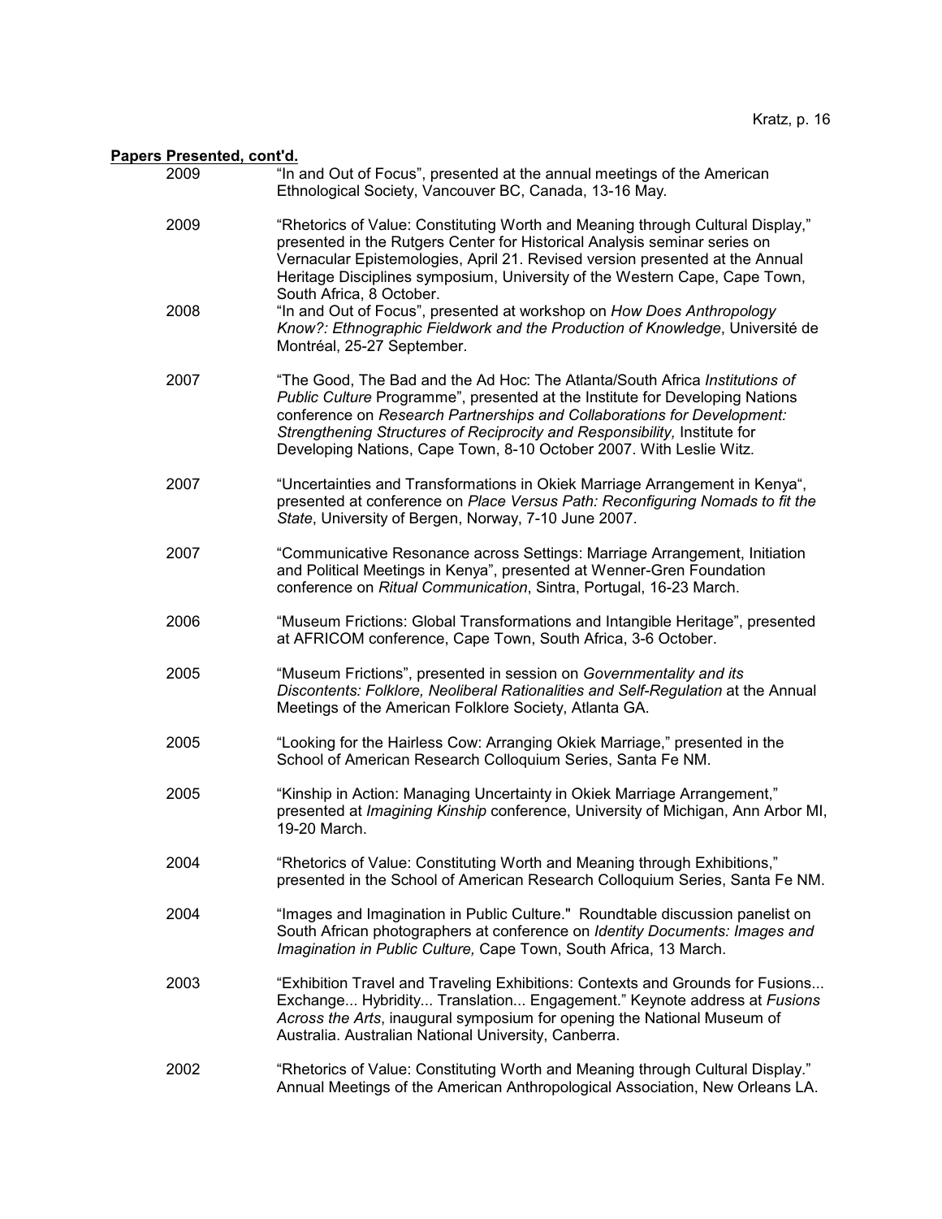**Papers Presented, cont'd.**

2009 "In and Out of Focus", presented at the annual meetings of the American Ethnological Society, Vancouver BC, Canada, 13-16 May.

2009 "Rhetorics of Value: Constituting Worth and Meaning through Cultural Display," presented in the Rutgers Center for Historical Analysis seminar series on Vernacular Epistemologies, April 21. Revised version presented at the Annual Heritage Disciplines symposium, University of the Western Cape, Cape Town, South Africa, 8 October.

2008 "In and Out of Focus", presented at workshop on *How Does Anthropology Know?: Ethnographic Fieldwork and the Production of Knowledge*, Université de Montréal, 25-27 September.

2007 "The Good, The Bad and the Ad Hoc: The Atlanta/South Africa *Institutions of Public Culture* Programme", presented at the Institute for Developing Nations conference on *Research Partnerships and Collaborations for Development: Strengthening Structures of Reciprocity and Responsibility,* Institute for Developing Nations, Cape Town, 8-10 October 2007. With Leslie Witz.

2007 "Uncertainties and Transformations in Okiek Marriage Arrangement in Kenya", presented at conference on *Place Versus Path: Reconfiguring Nomads to fit the State*, University of Bergen, Norway, 7-10 June 2007.

2007 "Communicative Resonance across Settings: Marriage Arrangement, Initiation and Political Meetings in Kenya", presented at Wenner-Gren Foundation conference on *Ritual Communication*, Sintra, Portugal, 16-23 March.

2006 "Museum Frictions: Global Transformations and Intangible Heritage", presented at AFRICOM conference, Cape Town, South Africa, 3-6 October.

2005 "Museum Frictions", presented in session on *Governmentality and its Discontents: Folklore, Neoliberal Rationalities and Self-Regulation* at the Annual Meetings of the American Folklore Society, Atlanta GA.

2005 "Looking for the Hairless Cow: Arranging Okiek Marriage," presented in the School of American Research Colloquium Series, Santa Fe NM.

2005 "Kinship in Action: Managing Uncertainty in Okiek Marriage Arrangement," presented at *Imagining Kinship* conference, University of Michigan, Ann Arbor MI, 19-20 March.

2004 "Rhetorics of Value: Constituting Worth and Meaning through Exhibitions," presented in the School of American Research Colloquium Series, Santa Fe NM.

2004 "Images and Imagination in Public Culture." Roundtable discussion panelist on South African photographers at conference on *Identity Documents: Images and Imagination in Public Culture,* Cape Town, South Africa, 13 March.

2003 "Exhibition Travel and Traveling Exhibitions: Contexts and Grounds for Fusions... Exchange... Hybridity... Translation... Engagement." Keynote address at *Fusions Across the Arts*, inaugural symposium for opening the National Museum of Australia. Australian National University, Canberra.

2002 "Rhetorics of Value: Constituting Worth and Meaning through Cultural Display." Annual Meetings of the American Anthropological Association, New Orleans LA.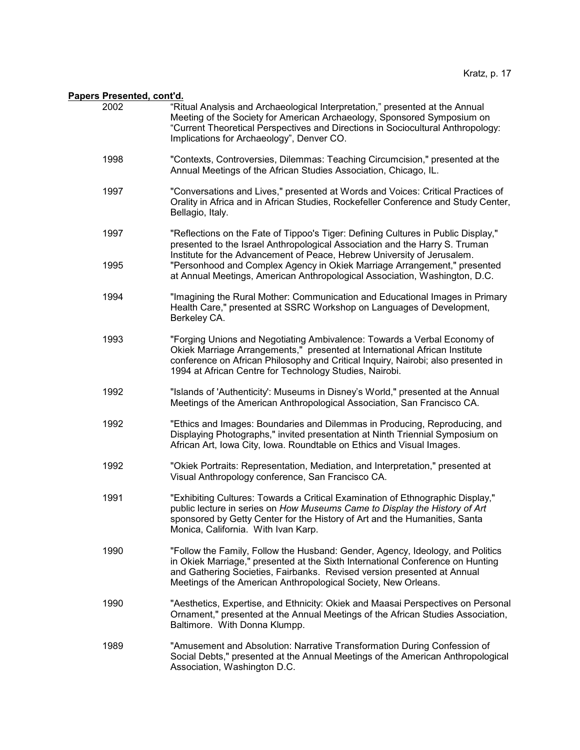**Papers Presented, cont'd.**

2002 "Ritual Analysis and Archaeological Interpretation," presented at the Annual Meeting of the Society for American Archaeology, Sponsored Symposium on "Current Theoretical Perspectives and Directions in Sociocultural Anthropology: Implications for Archaeology", Denver CO.

1998 "Contexts, Controversies, Dilemmas: Teaching Circumcision," presented at the Annual Meetings of the African Studies Association, Chicago, IL.

1997 "Conversations and Lives," presented at Words and Voices: Critical Practices of Orality in Africa and in African Studies, Rockefeller Conference and Study Center, Bellagio, Italy.

1997 "Reflections on the Fate of Tippoo's Tiger: Defining Cultures in Public Display," presented to the Israel Anthropological Association and the Harry S. Truman Institute for the Advancement of Peace, Hebrew University of Jerusalem.

1995 "Personhood and Complex Agency in Okiek Marriage Arrangement," presented at Annual Meetings, American Anthropological Association, Washington, D.C.

1994 "Imagining the Rural Mother: Communication and Educational Images in Primary Health Care," presented at SSRC Workshop on Languages of Development, Berkeley CA.

1993 "Forging Unions and Negotiating Ambivalence: Towards a Verbal Economy of Okiek Marriage Arrangements," presented at International African Institute conference on African Philosophy and Critical Inquiry, Nairobi; also presented in 1994 at African Centre for Technology Studies, Nairobi.

1992 "Islands of 'Authenticity': Museums in Disney's World," presented at the Annual Meetings of the American Anthropological Association, San Francisco CA.

1992 "Ethics and Images: Boundaries and Dilemmas in Producing, Reproducing, and Displaying Photographs," invited presentation at Ninth Triennial Symposium on African Art, Iowa City, Iowa. Roundtable on Ethics and Visual Images.

1992 "Okiek Portraits: Representation, Mediation, and Interpretation," presented at Visual Anthropology conference, San Francisco CA.

1991 "Exhibiting Cultures: Towards a Critical Examination of Ethnographic Display," public lecture in series on *How Museums Came to Display the History of Art* sponsored by Getty Center for the History of Art and the Humanities, Santa Monica, California. With Ivan Karp.

1990 "Follow the Family, Follow the Husband: Gender, Agency, Ideology, and Politics in Okiek Marriage," presented at the Sixth International Conference on Hunting and Gathering Societies, Fairbanks. Revised version presented at Annual Meetings of the American Anthropological Society, New Orleans.

1990 "Aesthetics, Expertise, and Ethnicity: Okiek and Maasai Perspectives on Personal Ornament," presented at the Annual Meetings of the African Studies Association, Baltimore. With Donna Klumpp.

1989 "Amusement and Absolution: Narrative Transformation During Confession of Social Debts," presented at the Annual Meetings of the American Anthropological Association, Washington D.C.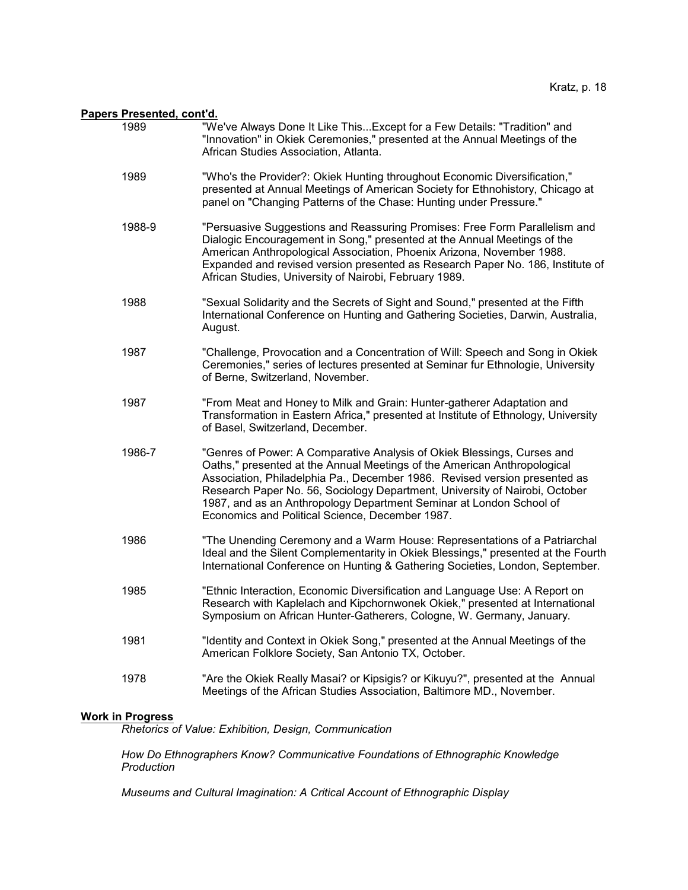**Papers Presented, cont'd.**

1989 "We've Always Done It Like This...Except for a Few Details: "Tradition" and "Innovation" in Okiek Ceremonies," presented at the Annual Meetings of the African Studies Association, Atlanta.

1989 "Who's the Provider?: Okiek Hunting throughout Economic Diversification," presented at Annual Meetings of American Society for Ethnohistory, Chicago at panel on "Changing Patterns of the Chase: Hunting under Pressure."

1988-9 "Persuasive Suggestions and Reassuring Promises: Free Form Parallelism and Dialogic Encouragement in Song," presented at the Annual Meetings of the American Anthropological Association, Phoenix Arizona, November 1988. Expanded and revised version presented as Research Paper No. 186, Institute of African Studies, University of Nairobi, February 1989.

1988 "Sexual Solidarity and the Secrets of Sight and Sound," presented at the Fifth International Conference on Hunting and Gathering Societies, Darwin, Australia, August.

1987 "Challenge, Provocation and a Concentration of Will: Speech and Song in Okiek Ceremonies," series of lectures presented at Seminar fur Ethnologie, University of Berne, Switzerland, November.

1987 "From Meat and Honey to Milk and Grain: Hunter-gatherer Adaptation and Transformation in Eastern Africa," presented at Institute of Ethnology, University of Basel, Switzerland, December.

1986-7 "Genres of Power: A Comparative Analysis of Okiek Blessings, Curses and Oaths," presented at the Annual Meetings of the American Anthropological Association, Philadelphia Pa., December 1986. Revised version presented as Research Paper No. 56, Sociology Department, University of Nairobi, October 1987, and as an Anthropology Department Seminar at London School of Economics and Political Science, December 1987.

1986 "The Unending Ceremony and a Warm House: Representations of a Patriarchal Ideal and the Silent Complementarity in Okiek Blessings," presented at the Fourth International Conference on Hunting & Gathering Societies, London, September.

1985 "Ethnic Interaction, Economic Diversification and Language Use: A Report on Research with Kaplelach and Kipchornwonek Okiek," presented at International Symposium on African Hunter-Gatherers, Cologne, W. Germany, January.

1981 "Identity and Context in Okiek Song," presented at the Annual Meetings of the American Folklore Society, San Antonio TX, October.

1978 "Are the Okiek Really Masai? or Kipsigis? or Kikuyu?", presented at the Annual Meetings of the African Studies Association, Baltimore MD., November.

**Work in Progress**

*Rhetorics of Value: Exhibition, Design, Communication*

*How Do Ethnographers Know? Communicative Foundations of Ethnographic Knowledge Production*

*Museums and Cultural Imagination: A Critical Account of Ethnographic Display*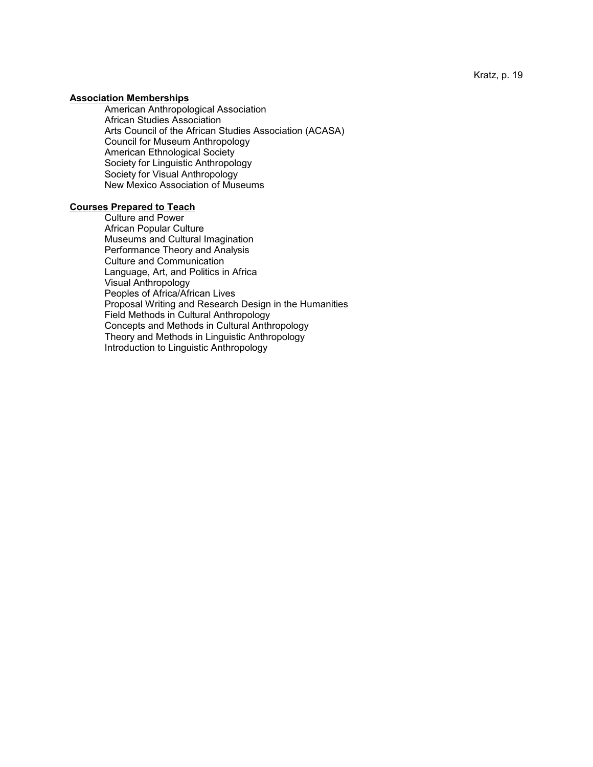**Association Memberships**

American Anthropological Association
African Studies Association
Arts Council of the African Studies Association (ACASA)
Council for Museum Anthropology
American Ethnological Society
Society for Linguistic Anthropology
Society for Visual Anthropology
New Mexico Association of Museums

**Courses Prepared to Teach**

Culture and Power
African Popular Culture
Museums and Cultural Imagination
Performance Theory and Analysis
Culture and Communication
Language, Art, and Politics in Africa
Visual Anthropology
Peoples of Africa/African Lives
Proposal Writing and Research Design in the Humanities
Field Methods in Cultural Anthropology
Concepts and Methods in Cultural Anthropology
Theory and Methods in Linguistic Anthropology
Introduction to Linguistic Anthropology